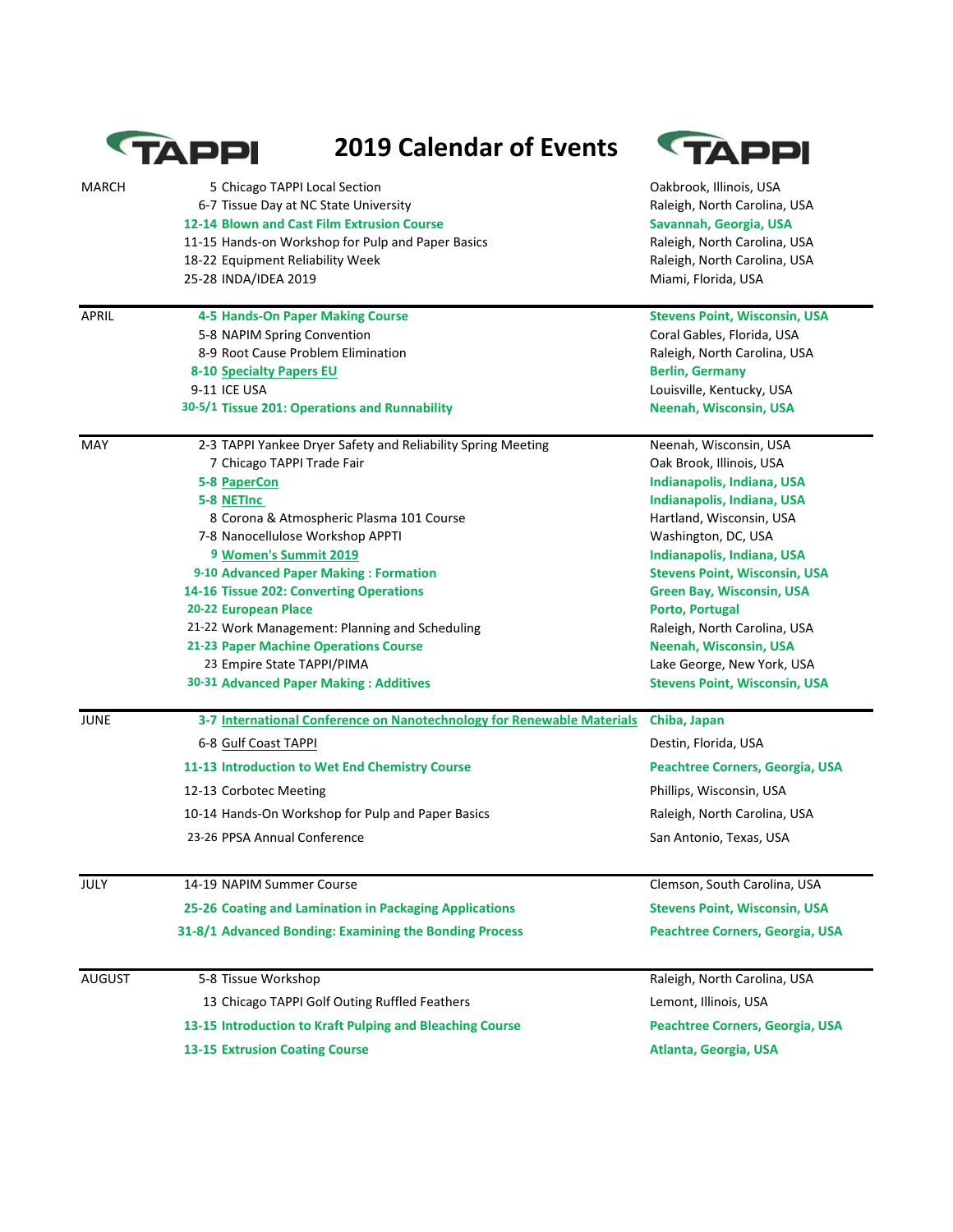# 2019 Calendar of Events

| Month | Date | Event | Location |
|---|---|---|---|
| MARCH | 5 | Chicago TAPPI Local Section | Oakbrook, Illinois, USA |
| | 6-7 | Tissue Day at NC State University | Raleigh, North Carolina, USA |
| | **12-14** | **Blown and Cast Film Extrusion Course** | **Savannah, Georgia, USA** |
| | 11-15 | Hands-on Workshop for Pulp and Paper Basics | Raleigh, North Carolina, USA |
| | 18-22 | Equipment Reliability Week | Raleigh, North Carolina, USA |
| | 25-28 | INDA/IDEA 2019 | Miami, Florida, USA |
| APRIL | **4-5** | **Hands-On Paper Making Course** | **Stevens Point, Wisconsin, USA** |
| | 5-8 | NAPIM Spring Convention | Coral Gables, Florida, USA |
| | 8-9 | Root Cause Problem Elimination | Raleigh, North Carolina, USA |
| | **8-10** | **Specialty Papers EU** | **Berlin, Germany** |
| | 9-11 | ICE USA | Louisville, Kentucky, USA |
| | **30-5/1** | **Tissue 201: Operations and Runnability** | **Neenah, Wisconsin, USA** |
| MAY | 2-3 | TAPPI Yankee Dryer Safety and Reliability Spring Meeting | Neenah, Wisconsin, USA |
| | 7 | Chicago TAPPI Trade Fair | Oak Brook, Illinois, USA |
| | **5-8** | **PaperCon** | **Indianapolis, Indiana, USA** |
| | **5-8** | **NETInc** | **Indianapolis, Indiana, USA** |
| | 8 | Corona & Atmospheric Plasma 101 Course | Hartland, Wisconsin, USA |
| | 7-8 | Nanocellulose Workshop APPTI | Washington, DC, USA |
| | **9** | **Women's Summit 2019** | **Indianapolis, Indiana, USA** |
| | **9-10** | **Advanced Paper Making : Formation** | **Stevens Point, Wisconsin, USA** |
| | **14-16** | **Tissue 202: Converting Operations** | **Green Bay, Wisconsin, USA** |
| | **20-22** | **European Place** | **Porto, Portugal** |
| | 21-22 | Work Management: Planning and Scheduling | Raleigh, North Carolina, USA |
| | **21-23** | **Paper Machine Operations Course** | **Neenah, Wisconsin, USA** |
| | 23 | Empire State TAPPI/PIMA | Lake George, New York, USA |
| | **30-31** | **Advanced Paper Making : Additives** | **Stevens Point, Wisconsin, USA** |
| JUNE | **3-7** | **International Conference on Nanotechnology for Renewable Materials** | **Chiba, Japan** |
| | 6-8 | Gulf Coast TAPPI | Destin, Florida, USA |
| | **11-13** | **Introduction to Wet End Chemistry Course** | **Peachtree Corners, Georgia, USA** |
| | 12-13 | Corbotec Meeting | Phillips, Wisconsin, USA |
| | 10-14 | Hands-On Workshop for Pulp and Paper Basics | Raleigh, North Carolina, USA |
| | 23-26 | PPSA Annual Conference | San Antonio, Texas, USA |
| JULY | 14-19 | NAPIM Summer Course | Clemson, South Carolina, USA |
| | **25-26** | **Coating and Lamination in Packaging Applications** | **Stevens Point, Wisconsin, USA** |
| | **31-8/1** | **Advanced Bonding: Examining the Bonding Process** | **Peachtree Corners, Georgia, USA** |
| AUGUST | 5-8 | Tissue Workshop | Raleigh, North Carolina, USA |
| | 13 | Chicago TAPPI Golf Outing Ruffled Feathers | Lemont, Illinois, USA |
| | **13-15** | **Introduction to Kraft Pulping and Bleaching Course** | **Peachtree Corners, Georgia, USA** |
| | **13-15** | **Extrusion Coating Course** | **Atlanta, Georgia, USA** |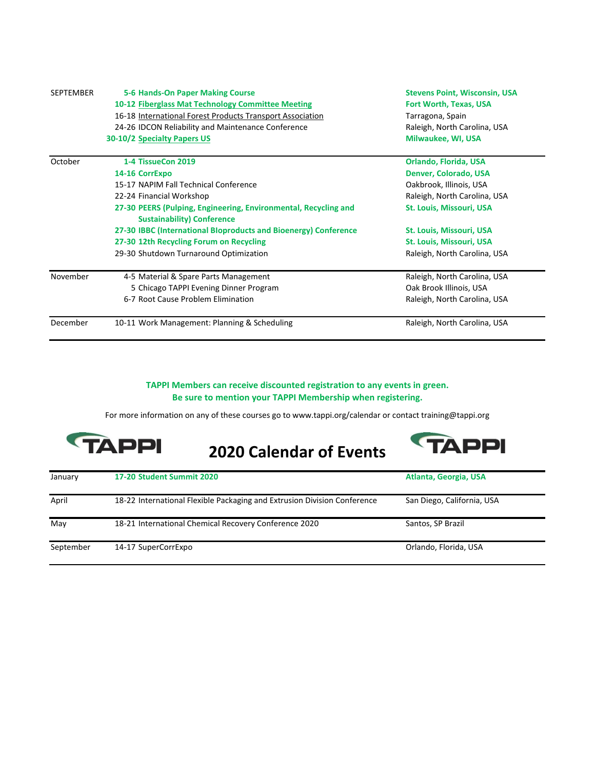| | | |
|---|---|---|
| SEPTEMBER | **5-6 Hands-On Paper Making Course** | **Stevens Point, Wisconsin, USA** |
| | **10-12 Fiberglass Mat Technology Committee Meeting** | **Fort Worth, Texas, USA** |
| | 16-18 International Forest Products Transport Association | Tarragona, Spain |
| | 24-26 IDCON Reliability and Maintenance Conference | Raleigh, North Carolina, USA |
| | **30-10/2 Specialty Papers US** | **Milwaukee, WI, USA** |
| October | **1-4 TissueCon 2019** | **Orlando, Florida, USA** |
| | **14-16 CorrExpo** | **Denver, Colorado, USA** |
| | 15-17 NAPIM Fall Technical Conference | Oakbrook, Illinois, USA |
| | 22-24 Financial Workshop | Raleigh, North Carolina, USA |
| | **27-30 PEERS (Pulping, Engineering, Environmental, Recycling and Sustainability) Conference** | **St. Louis, Missouri, USA** |
| | **27-30 IBBC (International BIoproducts and Bioenergy) Conference** | **St. Louis, Missouri, USA** |
| | **27-30 12th Recycling Forum on Recycling** | **St. Louis, Missouri, USA** |
| | 29-30 Shutdown Turnaround Optimization | Raleigh, North Carolina, USA |
| November | 4-5 Material & Spare Parts Management | Raleigh, North Carolina, USA |
| | 5 Chicago TAPPI Evening Dinner Program | Oak Brook Illinois, USA |
| | 6-7 Root Cause Problem Elimination | Raleigh, North Carolina, USA |
| December | 10-11 Work Management: Planning & Scheduling | Raleigh, North Carolina, USA |

**TAPPI Members can receive discounted registration to any events in green.**
**Be sure to mention your TAPPI Membership when registering.**

For more information on any of these courses go to www.tappi.org/calendar or contact training@tappi.org

TAPPI

# 2020 Calendar of Events

TAPPI

| | | |
|---|---|---|
| January | **17-20 Student Summit 2020** | **Atlanta, Georgia, USA** |
| April | 18-22 International Flexible Packaging and Extrusion Division Conference | San Diego, California, USA |
| May | 18-21 International Chemical Recovery Conference 2020 | Santos, SP Brazil |
| September | 14-17 SuperCorrExpo | Orlando, Florida, USA |